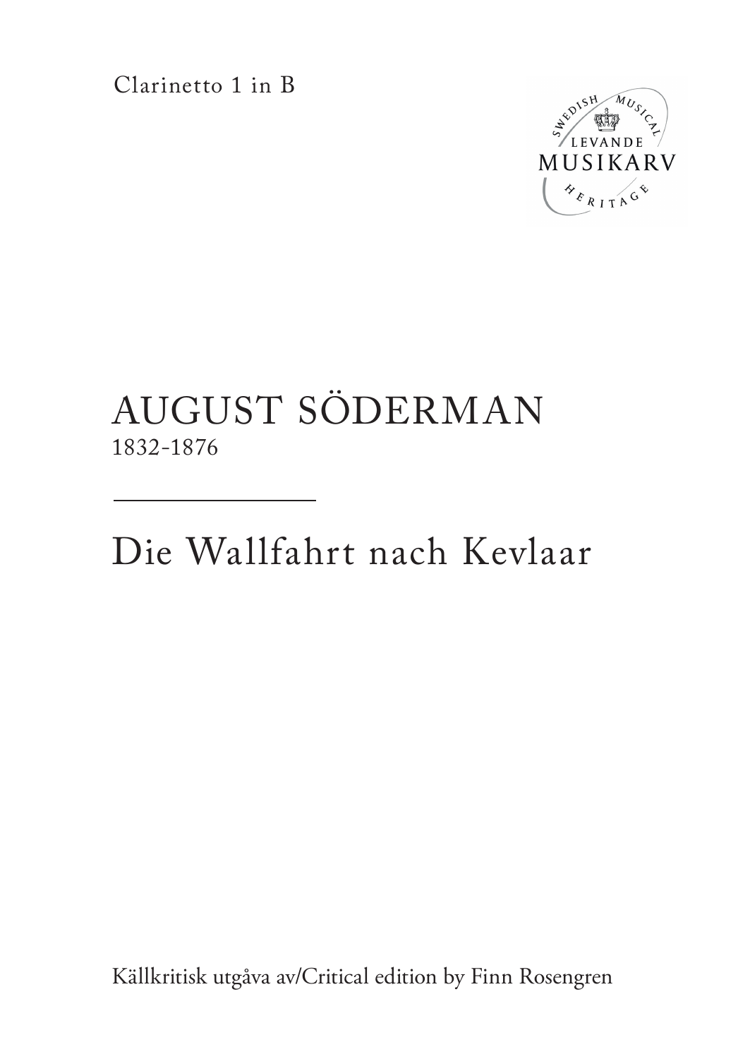Clarinetto 1 in B

SWEDISH MUSICAL HERITAGE
LEVANDE
MUSIKARV

# AUGUST SÖDERMAN
1832-1876

---

# Die Wallfahrt nach Kevlaar

Källkritisk utgåva av/Critical edition by Finn Rosengren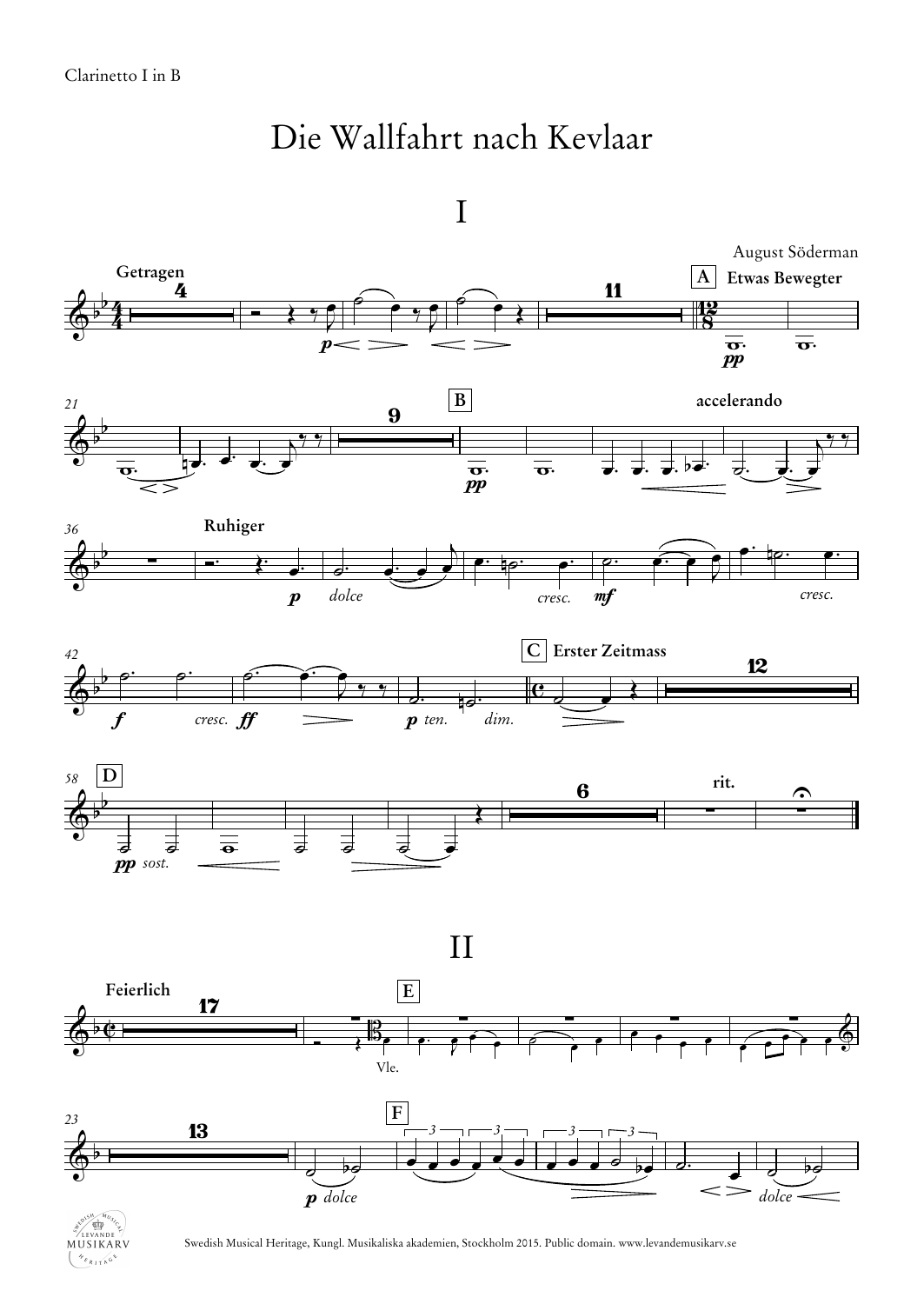Clarinetto I in B

# Die Wallfahrt nach Kevlaar

## I

August Söderman

## II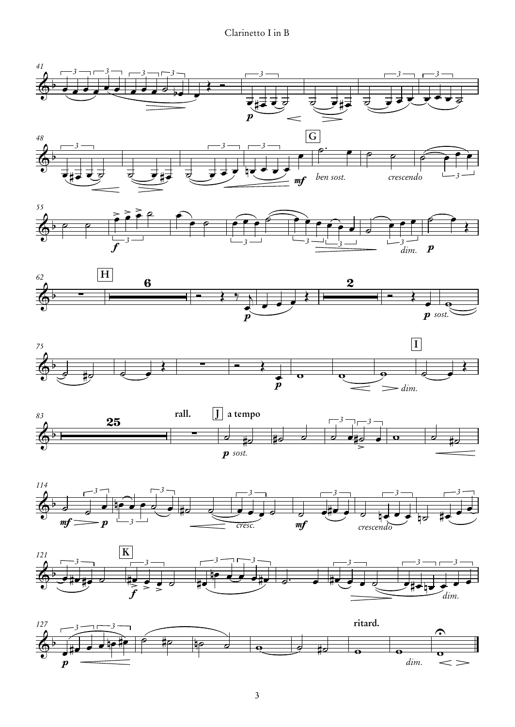Clarinetto I in B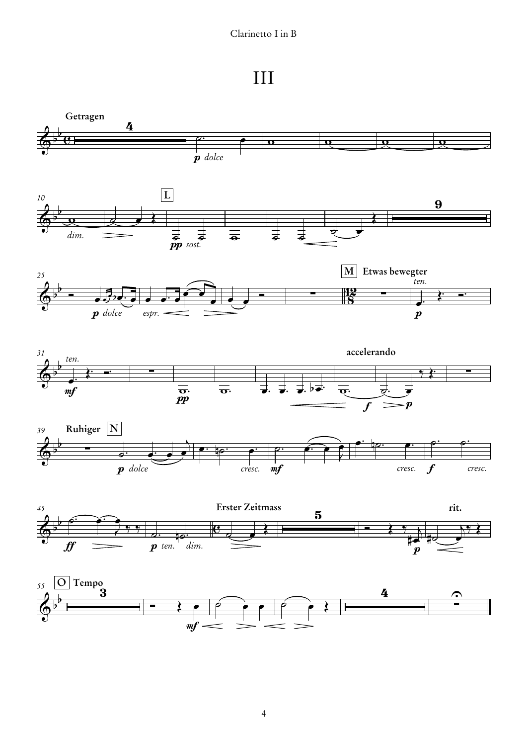# III

**Getragen**

*p dolce*

*dim.*

L

*pp sost.*

*p dolce* *espr.*

M **Etwas bewegter**

*ten.*

*p*

*ten.*

*mf*

**accelerando**

*pp*

*f* *p*

**Ruhiger** N

*p dolce* *cresc.* *mf* *cresc.* *f* *cresc.*

*ff* *p ten.* *dim.*

**Erster Zeitmass**

**rit.**

*p*

O **Tempo**

*mf*